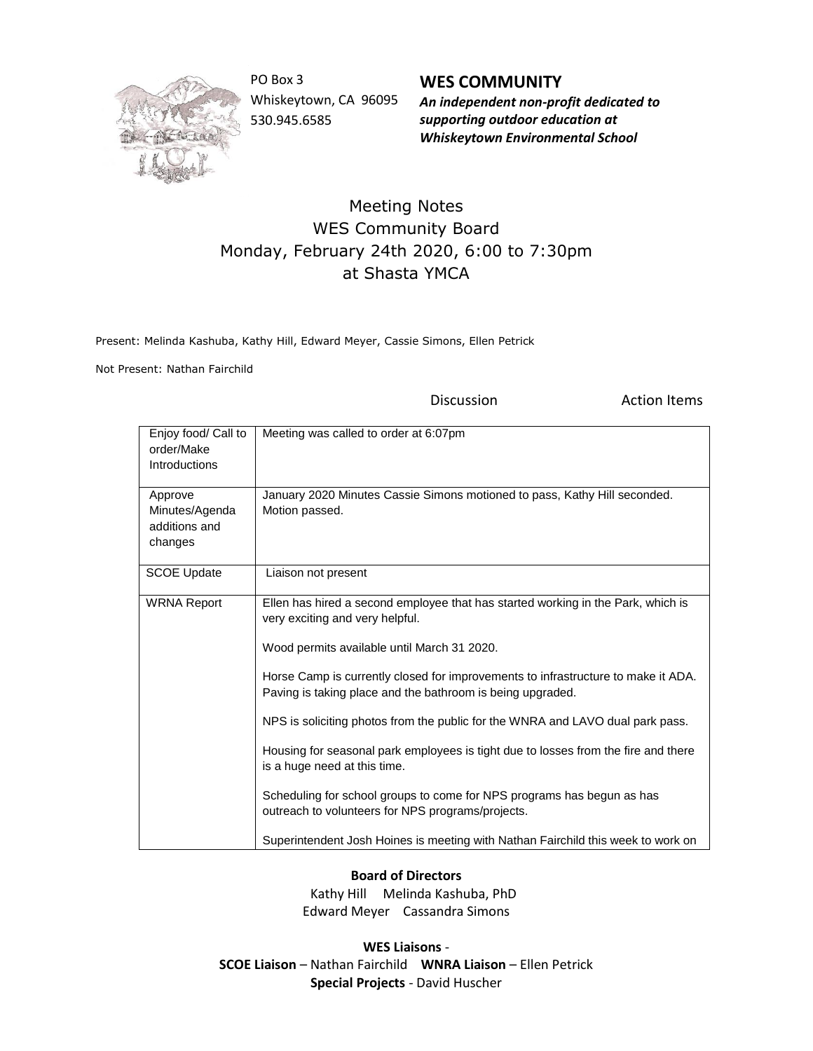PO Box 3
Whiskeytown, CA 96095
530.945.6585

**WES COMMUNITY**
***An independent non-profit dedicated to supporting outdoor education at Whiskeytown Environmental School***

# Meeting Notes
## WES Community Board
## Monday, February 24th 2020, 6:00 to 7:30pm
## at Shasta YMCA

Present: Melinda Kashuba, Kathy Hill, Edward Meyer, Cassie Simons, Ellen Petrick

Not Present: Nathan Fairchild

| | Discussion | Action Items |
|---|---|---|
| Enjoy food/ Call to order/Make Introductions | Meeting was called to order at 6:07pm | |
| Approve Minutes/Agenda additions and changes | January 2020 Minutes Cassie Simons motioned to pass, Kathy Hill seconded. Motion passed. | |
| SCOE Update | Liaison not present | |
| WRNA Report | Ellen has hired a second employee that has started working in the Park, which is very exciting and very helpful.<br><br>Wood permits available until March 31 2020.<br><br>Horse Camp is currently closed for improvements to infrastructure to make it ADA. Paving is taking place and the bathroom is being upgraded.<br><br>NPS is soliciting photos from the public for the WNRA and LAVO dual park pass.<br><br>Housing for seasonal park employees is tight due to losses from the fire and there is a huge need at this time.<br><br>Scheduling for school groups to come for NPS programs has begun as has outreach to volunteers for NPS programs/projects.<br><br>Superintendent Josh Hoines is meeting with Nathan Fairchild this week to work on | |

**Board of Directors**
Kathy Hill Melinda Kashuba, PhD
Edward Meyer Cassandra Simons

**WES Liaisons** -
**SCOE Liaison** – Nathan Fairchild **WNRA Liaison** – Ellen Petrick
**Special Projects** - David Huscher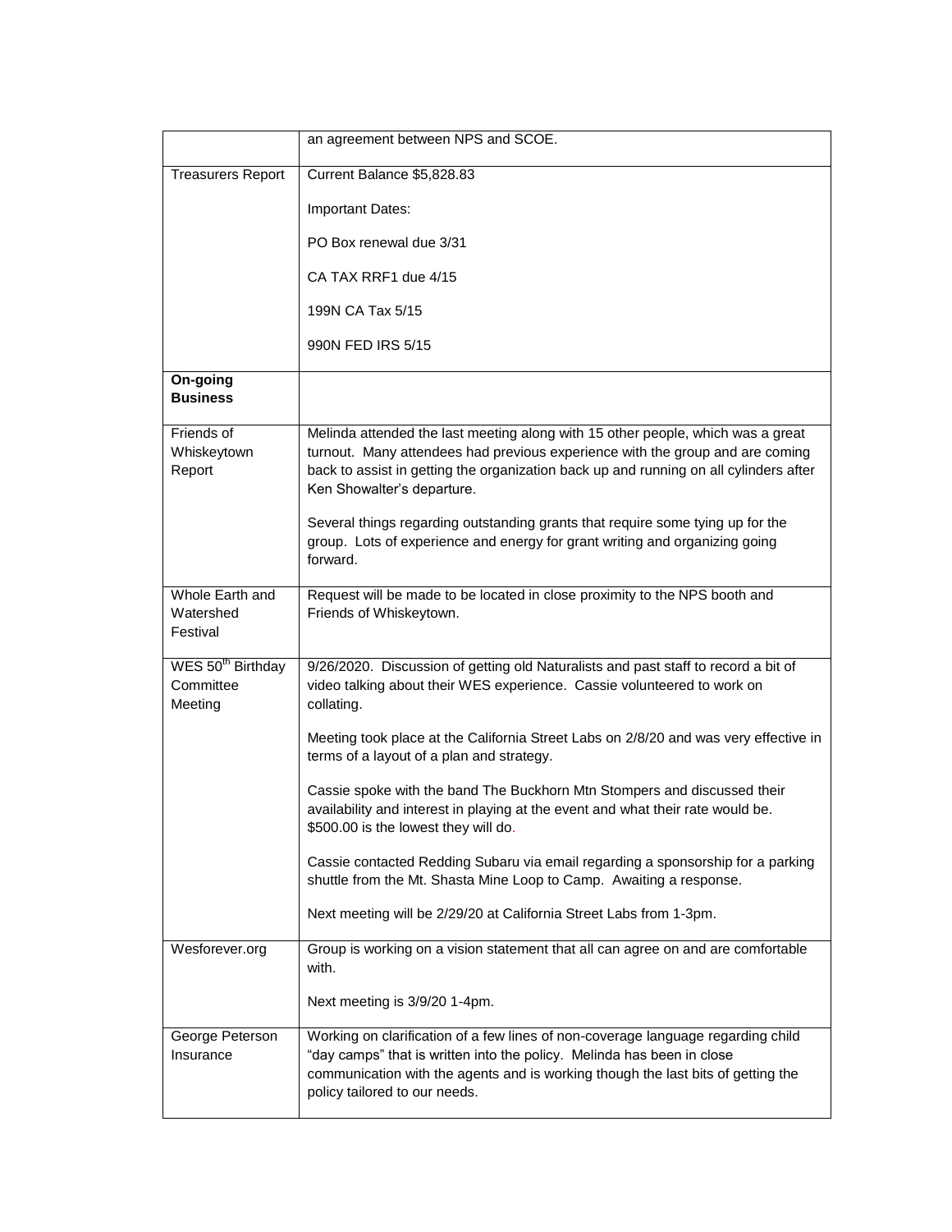| | |
|---|---|
| | an agreement between NPS and SCOE. |
| Treasurers Report | Current Balance $5,828.83<br><br>Important Dates:<br><br>PO Box renewal due 3/31<br><br>CA TAX RRF1 due 4/15<br><br>199N CA Tax 5/15<br><br>990N FED IRS 5/15 |
| **On-going Business** | |
| Friends of Whiskeytown Report | Melinda attended the last meeting along with 15 other people, which was a great turnout. Many attendees had previous experience with the group and are coming back to assist in getting the organization back up and running on all cylinders after Ken Showalter's departure.<br><br>Several things regarding outstanding grants that require some tying up for the group. Lots of experience and energy for grant writing and organizing going forward. |
| Whole Earth and Watershed Festival | Request will be made to be located in close proximity to the NPS booth and Friends of Whiskeytown. |
| WES 50th Birthday Committee Meeting | 9/26/2020. Discussion of getting old Naturalists and past staff to record a bit of video talking about their WES experience. Cassie volunteered to work on collating.<br><br>Meeting took place at the California Street Labs on 2/8/20 and was very effective in terms of a layout of a plan and strategy.<br><br>Cassie spoke with the band The Buckhorn Mtn Stompers and discussed their availability and interest in playing at the event and what their rate would be. $500.00 is the lowest they will do.<br><br>Cassie contacted Redding Subaru via email regarding a sponsorship for a parking shuttle from the Mt. Shasta Mine Loop to Camp. Awaiting a response.<br><br>Next meeting will be 2/29/20 at California Street Labs from 1-3pm. |
| Wesforever.org | Group is working on a vision statement that all can agree on and are comfortable with.<br><br>Next meeting is 3/9/20 1-4pm. |
| George Peterson Insurance | Working on clarification of a few lines of non-coverage language regarding child "day camps" that is written into the policy. Melinda has been in close communication with the agents and is working though the last bits of getting the policy tailored to our needs. |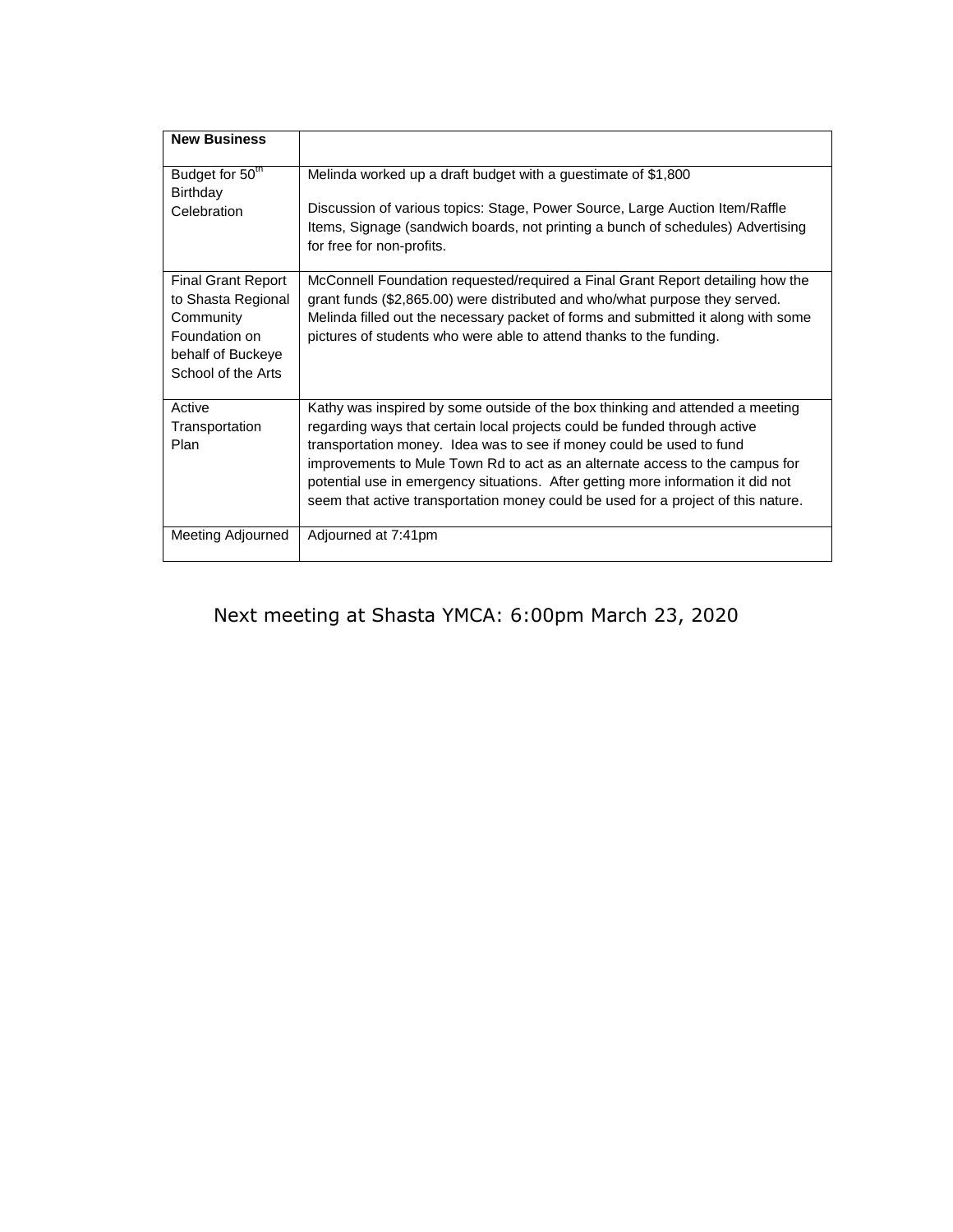| **New Business** | |
|---|---|
| Budget for 50th Birthday Celebration | Melinda worked up a draft budget with a guestimate of $1,800<br><br>Discussion of various topics: Stage, Power Source, Large Auction Item/Raffle Items, Signage (sandwich boards, not printing a bunch of schedules) Advertising for free for non-profits. |
| Final Grant Report to Shasta Regional Community Foundation on behalf of Buckeye School of the Arts | McConnell Foundation requested/required a Final Grant Report detailing how the grant funds ($2,865.00) were distributed and who/what purpose they served. Melinda filled out the necessary packet of forms and submitted it along with some pictures of students who were able to attend thanks to the funding. |
| Active Transportation Plan | Kathy was inspired by some outside of the box thinking and attended a meeting regarding ways that certain local projects could be funded through active transportation money. Idea was to see if money could be used to fund improvements to Mule Town Rd to act as an alternate access to the campus for potential use in emergency situations. After getting more information it did not seem that active transportation money could be used for a project of this nature. |
| Meeting Adjourned | Adjourned at 7:41pm |

Next meeting at Shasta YMCA: 6:00pm March 23, 2020